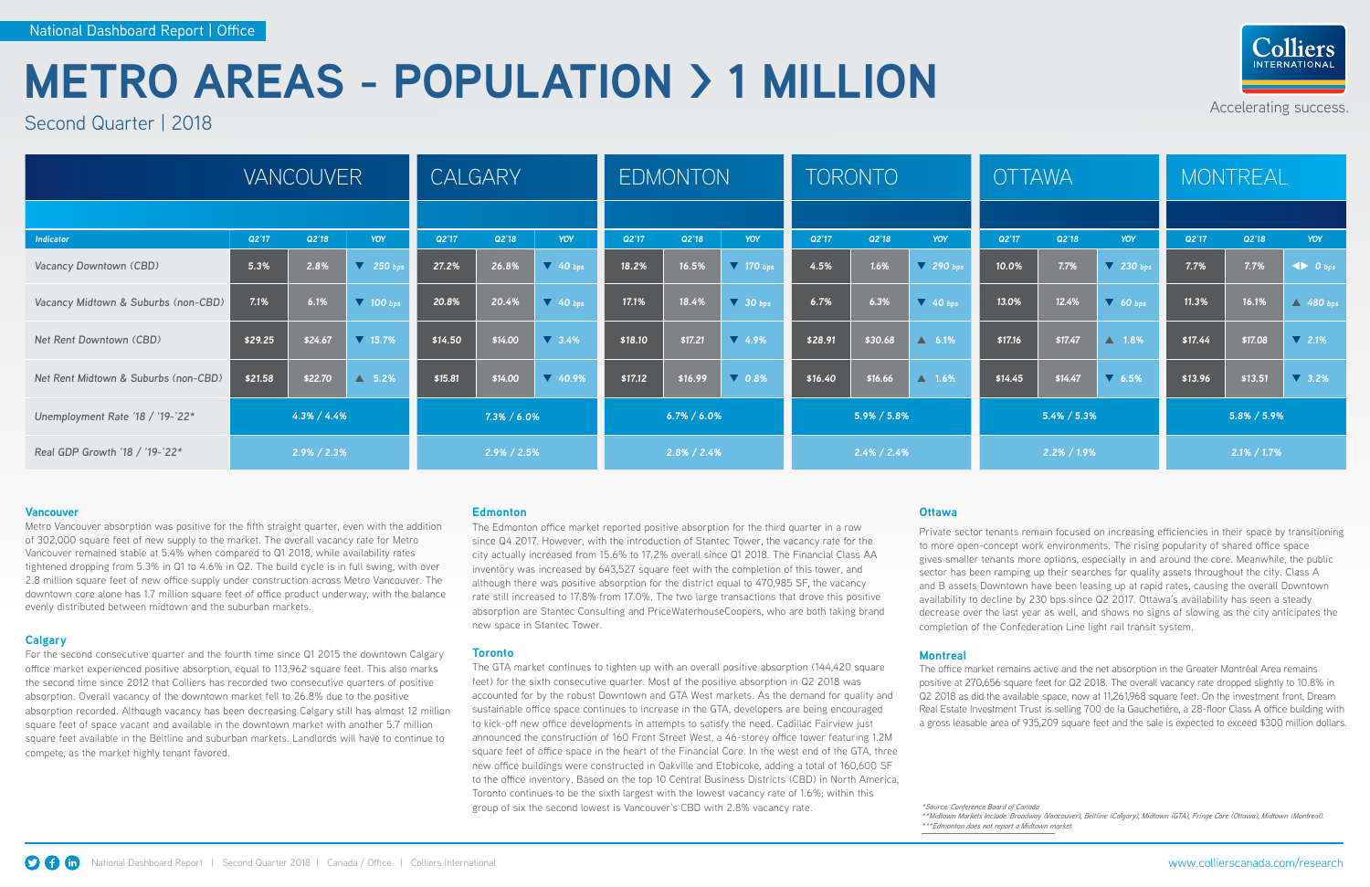National Dashboard Report | Office

# METRO AREAS - POPULATION > 1 MILLION

Second Quarter | 2018

Colliers INTERNATIONAL

Accelerating success.

| Indicator | VANCOUVER Q2'17 | VANCOUVER Q2'18 | VANCOUVER YOY | CALGARY Q2'17 | CALGARY Q2'18 | CALGARY YOY | EDMONTON Q2'17 | EDMONTON Q2'18 | EDMONTON YOY | TORONTO Q2'17 | TORONTO Q2'18 | TORONTO YOY | OTTAWA Q2'17 | OTTAWA Q2'18 | OTTAWA YOY | MONTREAL Q2'17 | MONTREAL Q2'18 | MONTREAL YOY |
|---|---|---|---|---|---|---|---|---|---|---|---|---|---|---|---|---|---|---|
| Vacancy Downtown (CBD) | 5.3% | 2.8% | ▼ 250 bps | 27.2% | 26.8% | ▼ 40 bps | 18.2% | 16.5% | ▼ 170 bps | 4.5% | 1.6% | ▼ 290 bps | 10.0% | 7.7% | ▼ 230 bps | 7.7% | 7.7% | ◀▶ 0 bps |
| Vacancy Midtown & Suburbs (non-CBD) | 7.1% | 6.1% | ▼ 100 bps | 20.8% | 20.4% | ▼ 40 bps | 17.1% | 18.4% | ▼ 30 bps | 6.7% | 6.3% | ▼ 40 bps | 13.0% | 12.4% | ▼ 60 bps | 11.3% | 16.1% | ▲ 480 bps |
| Net Rent Downtown (CBD) | $29.25 | $24.67 | ▼ 15.7% | $14.50 | $14.00 | ▼ 3.4% | $18.10 | $17.21 | ▼ 4.9% | $28.91 | $30.68 | ▲ 6.1% | $17.16 | $17.47 | ▲ 1.8% | $17.44 | $17.08 | ▼ 2.1% |
| Net Rent Midtown & Suburbs (non-CBD) | $21.58 | $22.70 | ▲ 5.2% | $15.81 | $14.00 | ▼ 40.9% | $17.12 | $16.99 | ▼ 0.8% | $16.40 | $16.66 | ▲ 1.6% | $14.45 | $14.47 | ▼ 6.5% | $13.96 | $13.51 | ▼ 3.2% |
| Unemployment Rate '18 / '19-'22* | 4.3% / 4.4% | | | 7.3% / 6.0% | | | 6.7% / 6.0% | | | 5.9% / 5.8% | | | 5.4% / 5.3% | | | 5.8% / 5.9% | | |
| Real GDP Growth '18 / '19-'22* | 2.9% / 2.3% | | | 2.9% / 2.5% | | | 2.8% / 2.4% | | | 2.4% / 2.4% | | | 2.2% / 1.9% | | | 2.1% / 1.7% | | |

### Vancouver

Metro Vancouver absorption was positive for the fifth straight quarter, even with the addition of 302,000 square feet of new supply to the market. The overall vacancy rate for Metro Vancouver remained stable at 5.4% when compared to Q1 2018, while availability rates tightened dropping from 5.3% in Q1 to 4.6% in Q2. The build cycle is in full swing, with over 2.8 million square feet of new office supply under construction across Metro Vancouver. The downtown core alone has 1.7 million square feet of office product underway, with the balance evenly distributed between midtown and the suburban markets.

### Calgary

For the second consecutive quarter and the fourth time since Q1 2015 the downtown Calgary office market experienced positive absorption, equal to 113,962 square feet. This also marks the second time since 2012 that Colliers has recorded two consecutive quarters of positive absorption. Overall vacancy of the downtown market fell to 26.8% due to the positive absorption recorded. Although vacancy has been decreasing Calgary still has almost 12 million square feet of space vacant and available in the downtown market with another 5.7 million square feet available in the Beltline and suburban markets. Landlords will have to continue to compete, as the market highly tenant favored.

### Edmonton

The Edmonton office market reported positive absorption for the third quarter in a row since Q4 2017. However, with the introduction of Stantec Tower, the vacancy rate for the city actually increased from 15.6% to 17.2% overall since Q1 2018. The Financial Class AA inventory was increased by 643,527 square feet with the completion of this tower, and although there was positive absorption for the district equal to 470,985 SF, the vacancy rate still increased to 17.8% from 17.0%. The two large transactions that drove this positive absorption are Stantec Consulting and PriceWaterhouseCoopers, who are both taking brand new space in Stantec Tower.

### Toronto

The GTA market continues to tighten up with an overall positive absorption (144,420 square feet) for the sixth consecutive quarter. Most of the positive absorption in Q2 2018 was accounted for by the robust Downtown and GTA West markets. As the demand for quality and sustainable office space continues to increase in the GTA, developers are being encouraged to kick-off new office developments in attempts to satisfy the need. Cadillac Fairview just announced the construction of 160 Front Street West, a 46-storey office tower featuring 1.2M square feet of office space in the heart of the Financial Core. In the west end of the GTA, three new office buildings were constructed in Oakville and Etobicoke, adding a total of 160,600 SF to the office inventory. Based on the top 10 Central Business Districts (CBD) in North America, Toronto continues to be the sixth largest with the lowest vacancy rate of 1.6%; within this group of six the second lowest is Vancouver's CBD with 2.8% vacancy rate.

### Ottawa

Private sector tenants remain focused on increasing efficiencies in their space by transitioning to more open-concept work environments. The rising popularity of shared office space gives smaller tenants more options, especially in and around the core. Meanwhile, the public sector has been ramping up their searches for quality assets throughout the city. Class A and B assets Downtown have been leasing up at rapid rates, causing the overall Downtown availability to decline by 230 bps since Q2 2017. Ottawa's availability has seen a steady decrease over the last year as well, and shows no signs of slowing as the city anticipates the completion of the Confederation Line light rail transit system.

### Montreal

The office market remains active and the net absorption in the Greater Montréal Area remains positive at 270,656 square feet for Q2 2018. The overall vacancy rate dropped slightly to 10.8% in Q2 2018 as did the available space, now at 11,261,968 square feet. On the investment front, Dream Real Estate Investment Trust is selling 700 de la Gauchetière, a 28-floor Class A office building with a gross leasable area of 935,209 square feet and the sale is expected to exceed $300 million dollars.

*Source: Conference Board of Canada
**Midtown Markets Include: Broadway (Vancouver), Beltline (Calgary), Midtown (GTA), Fringe Core (Ottawa), Midtown (Montreal).
***Edmonton does not report a Midtown market.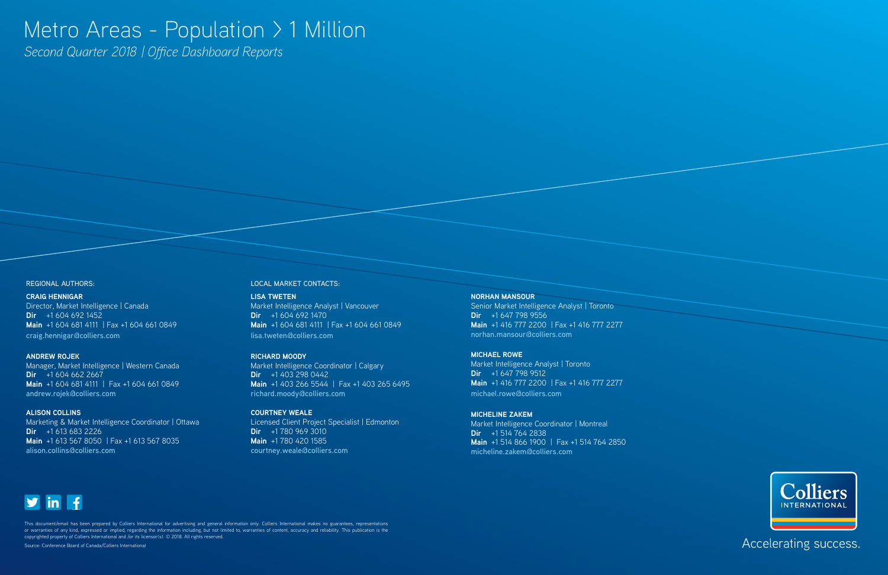# Metro Areas - Population > 1 Million

*Second Quarter 2018 | Office Dashboard Reports*

REGIONAL AUTHORS:

**CRAIG HENNIGAR**
Director, Market Intelligence | Canada
**Dir** +1 604 692 1452
**Main** +1 604 681 4111 | Fax +1 604 661 0849
craig.hennigar@colliers.com

**ANDREW ROJEK**
Manager, Market Intelligence | Western Canada
**Dir** +1 604 662 2667
**Main** +1 604 681 4111 | Fax +1 604 661 0849
andrew.rojek@colliers.com

**ALISON COLLINS**
Marketing & Market Intelligence Coordinator | Ottawa
**Dir** +1 613 683 2226
**Main** +1 613 567 8050 | Fax +1 613 567 8035
alison.collins@colliers.com

LOCAL MARKET CONTACTS:

**LISA TWETEN**
Market Intelligence Analyst | Vancouver
**Dir** +1 604 692 1470
**Main** +1 604 681 4111 | Fax +1 604 661 0849
lisa.tweten@colliers.com

**RICHARD MOODY**
Market Intelligence Coordinator | Calgary
**Dir** +1 403 298 0442
**Main** +1 403 266 5544 | Fax +1 403 265 6495
richard.moody@colliers.com

**COURTNEY WEALE**
Licensed Client Project Specialist | Edmonton
**Dir** +1 780 969 3010
**Main** +1 780 420 1585
courtney.weale@colliers.com

**NORHAN MANSOUR**
Senior Market Intelligence Analyst | Toronto
**Dir** +1 647 798 9556
**Main** +1 416 777 2200 | Fax +1 416 777 2277
norhan.mansour@colliers.com

**MICHAEL ROWE**
Market Intelligence Analyst | Toronto
**Dir** +1 647 798 9512
**Main** +1 416 777 2200 | Fax +1 416 777 2277
michael.rowe@colliers.com

**MICHELINE ZAKEM**
Market Intelligence Coordinator | Montreal
**Dir** +1 514 764 2838
**Main** +1 514 866 1900 | Fax +1 514 764 2850
micheline.zakem@colliers.com

This document/email has been prepared by Colliers International for advertising and general information only. Colliers International makes no guarantees, representations or warranties of any kind, expressed or implied, regarding the information including, but not limited to, warranties of content, accuracy and reliability. This publication is the copyrighted property of Colliers International and /or its licensor(s). © 2018. All rights reserved.

Source: Conference Board of Canada/Colliers International

Colliers INTERNATIONAL

Accelerating success.